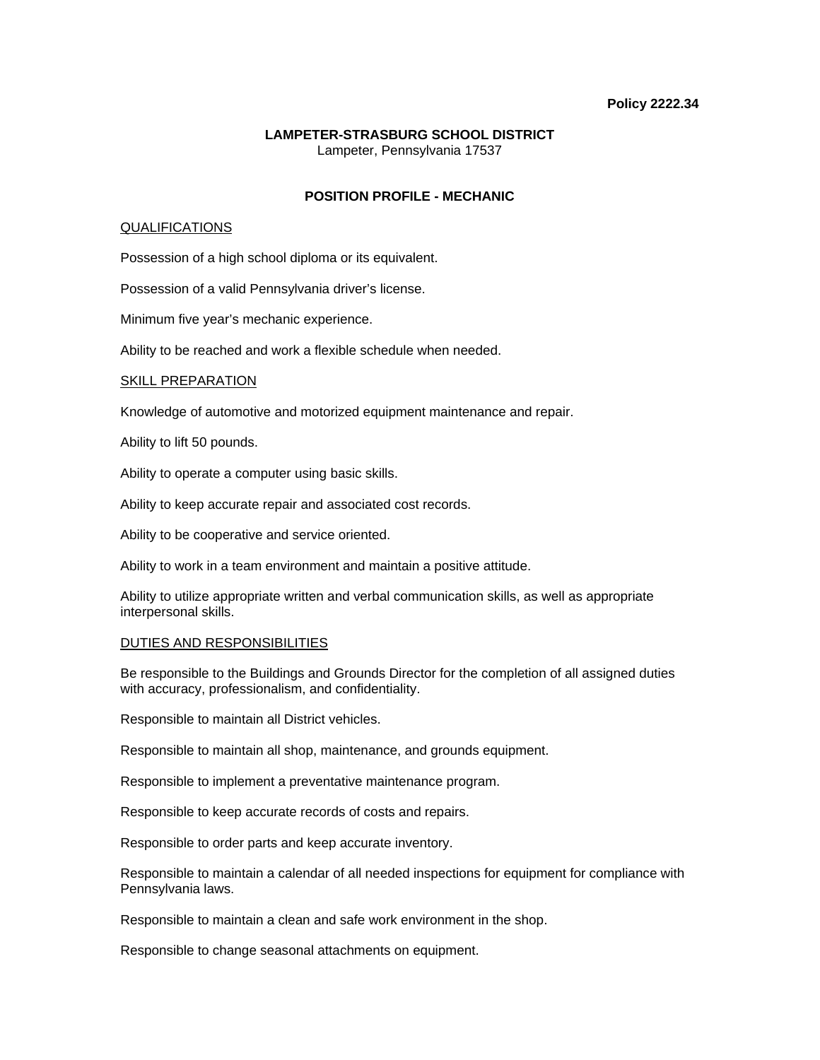**Policy 2222.34**

**LAMPETER-STRASBURG SCHOOL DISTRICT**
Lampeter, Pennsylvania 17537

# POSITION PROFILE - MECHANIC

## QUALIFICATIONS

Possession of a high school diploma or its equivalent.

Possession of a valid Pennsylvania driver's license.

Minimum five year's mechanic experience.

Ability to be reached and work a flexible schedule when needed.

## SKILL PREPARATION

Knowledge of automotive and motorized equipment maintenance and repair.

Ability to lift 50 pounds.

Ability to operate a computer using basic skills.

Ability to keep accurate repair and associated cost records.

Ability to be cooperative and service oriented.

Ability to work in a team environment and maintain a positive attitude.

Ability to utilize appropriate written and verbal communication skills, as well as appropriate interpersonal skills.

## DUTIES AND RESPONSIBILITIES

Be responsible to the Buildings and Grounds Director for the completion of all assigned duties with accuracy, professionalism, and confidentiality.

Responsible to maintain all District vehicles.

Responsible to maintain all shop, maintenance, and grounds equipment.

Responsible to implement a preventative maintenance program.

Responsible to keep accurate records of costs and repairs.

Responsible to order parts and keep accurate inventory.

Responsible to maintain a calendar of all needed inspections for equipment for compliance with Pennsylvania laws.

Responsible to maintain a clean and safe work environment in the shop.

Responsible to change seasonal attachments on equipment.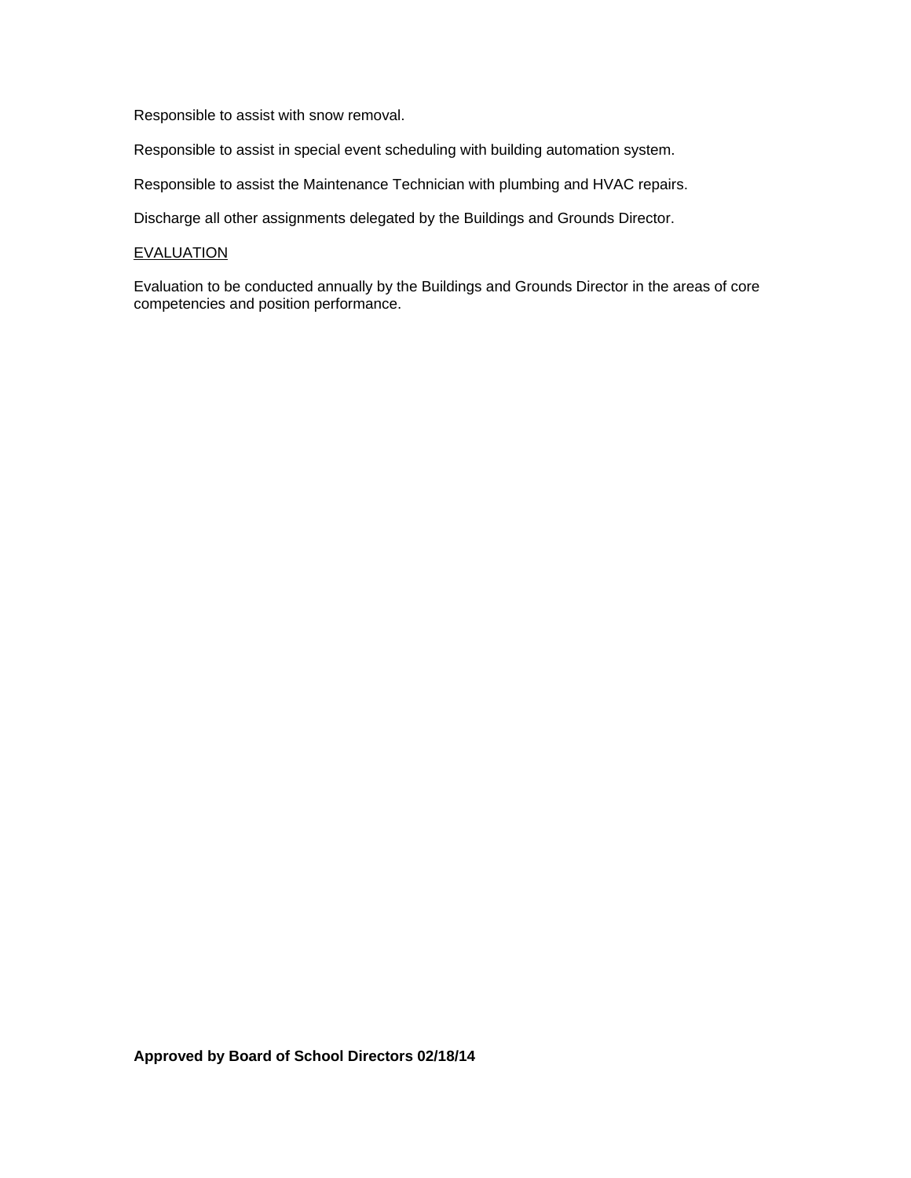Responsible to assist with snow removal.

Responsible to assist in special event scheduling with building automation system.

Responsible to assist the Maintenance Technician with plumbing and HVAC repairs.

Discharge all other assignments delegated by the Buildings and Grounds Director.

## EVALUATION

Evaluation to be conducted annually by the Buildings and Grounds Director in the areas of core competencies and position performance.

**Approved by Board of School Directors 02/18/14**